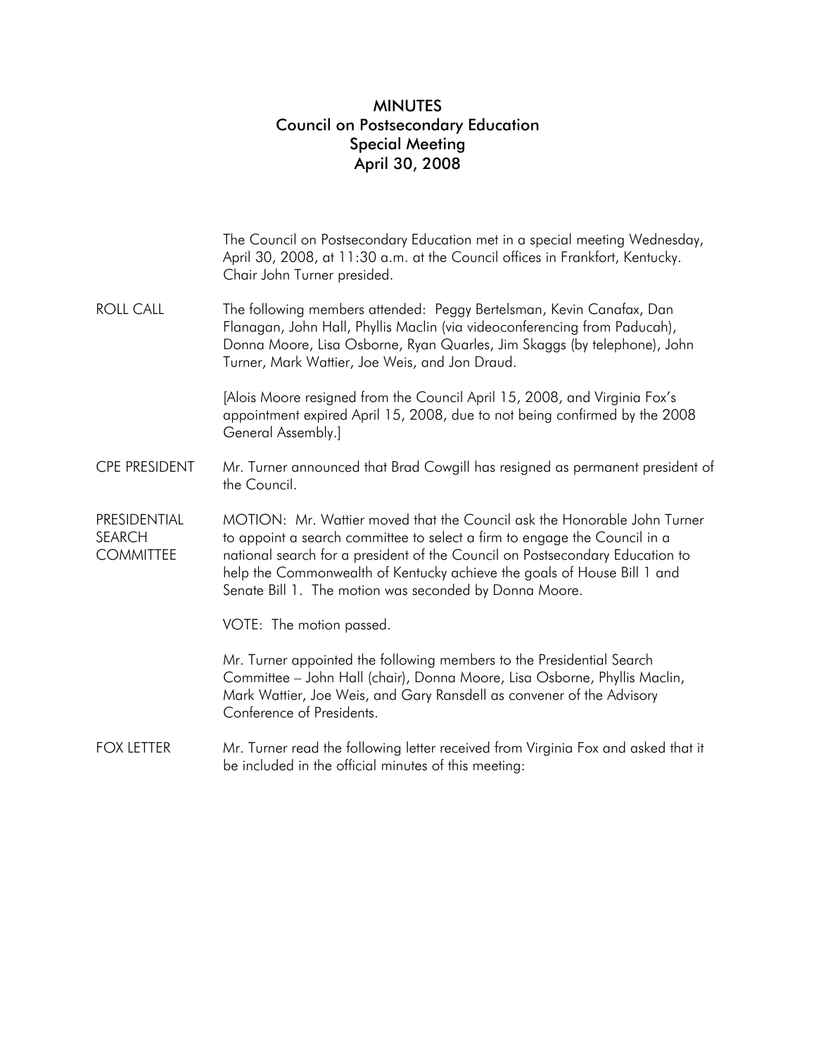# MINUTES
## Council on Postsecondary Education
## Special Meeting
## April 30, 2008

The Council on Postsecondary Education met in a special meeting Wednesday, April 30, 2008, at 11:30 a.m. at the Council offices in Frankfort, Kentucky. Chair John Turner presided.

**ROLL CALL**

The following members attended: Peggy Bertelsman, Kevin Canafax, Dan Flanagan, John Hall, Phyllis Maclin (via videoconferencing from Paducah), Donna Moore, Lisa Osborne, Ryan Quarles, Jim Skaggs (by telephone), John Turner, Mark Wattier, Joe Weis, and Jon Draud.

[Alois Moore resigned from the Council April 15, 2008, and Virginia Fox's appointment expired April 15, 2008, due to not being confirmed by the 2008 General Assembly.]

**CPE PRESIDENT**

Mr. Turner announced that Brad Cowgill has resigned as permanent president of the Council.

**PRESIDENTIAL SEARCH COMMITTEE**

MOTION: Mr. Wattier moved that the Council ask the Honorable John Turner to appoint a search committee to select a firm to engage the Council in a national search for a president of the Council on Postsecondary Education to help the Commonwealth of Kentucky achieve the goals of House Bill 1 and Senate Bill 1. The motion was seconded by Donna Moore.

VOTE: The motion passed.

Mr. Turner appointed the following members to the Presidential Search Committee – John Hall (chair), Donna Moore, Lisa Osborne, Phyllis Maclin, Mark Wattier, Joe Weis, and Gary Ransdell as convener of the Advisory Conference of Presidents.

**FOX LETTER**

Mr. Turner read the following letter received from Virginia Fox and asked that it be included in the official minutes of this meeting: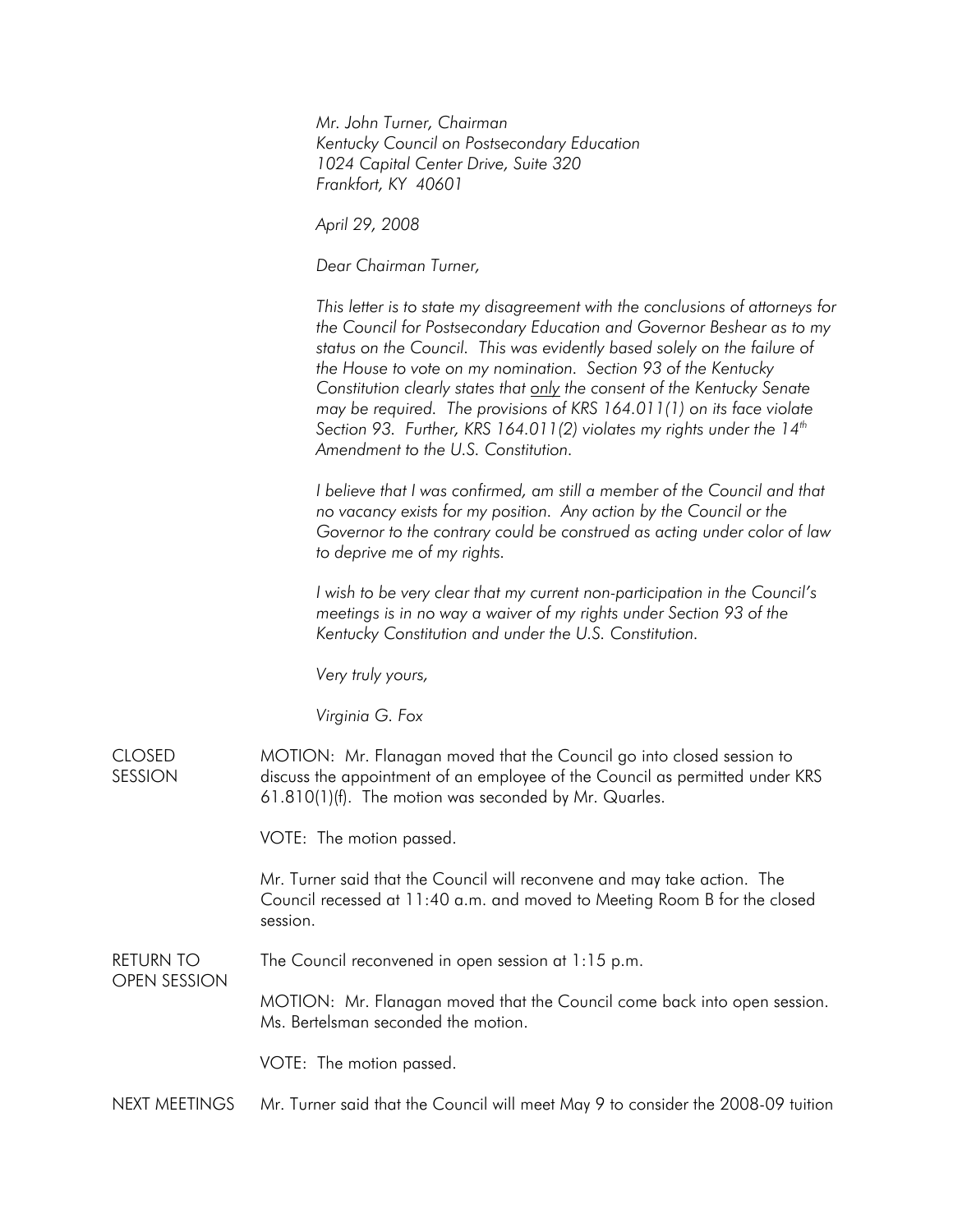*Mr. John Turner, Chairman*
*Kentucky Council on Postsecondary Education*
*1024 Capital Center Drive, Suite 320*
*Frankfort, KY 40601*

*April 29, 2008*

*Dear Chairman Turner,*

*This letter is to state my disagreement with the conclusions of attorneys for the Council for Postsecondary Education and Governor Beshear as to my status on the Council. This was evidently based solely on the failure of the House to vote on my nomination. Section 93 of the Kentucky Constitution clearly states that only the consent of the Kentucky Senate may be required. The provisions of KRS 164.011(1) on its face violate Section 93. Further, KRS 164.011(2) violates my rights under the 14th Amendment to the U.S. Constitution.*

*I believe that I was confirmed, am still a member of the Council and that no vacancy exists for my position. Any action by the Council or the Governor to the contrary could be construed as acting under color of law to deprive me of my rights.*

*I wish to be very clear that my current non-participation in the Council's meetings is in no way a waiver of my rights under Section 93 of the Kentucky Constitution and under the U.S. Constitution.*

*Very truly yours,*

*Virginia G. Fox*

**CLOSED SESSION**

MOTION: Mr. Flanagan moved that the Council go into closed session to discuss the appointment of an employee of the Council as permitted under KRS 61.810(1)(f). The motion was seconded by Mr. Quarles.

VOTE: The motion passed.

Mr. Turner said that the Council will reconvene and may take action. The Council recessed at 11:40 a.m. and moved to Meeting Room B for the closed session.

**RETURN TO OPEN SESSION**

The Council reconvened in open session at 1:15 p.m.

MOTION: Mr. Flanagan moved that the Council come back into open session. Ms. Bertelsman seconded the motion.

VOTE: The motion passed.

**NEXT MEETINGS**

Mr. Turner said that the Council will meet May 9 to consider the 2008-09 tuition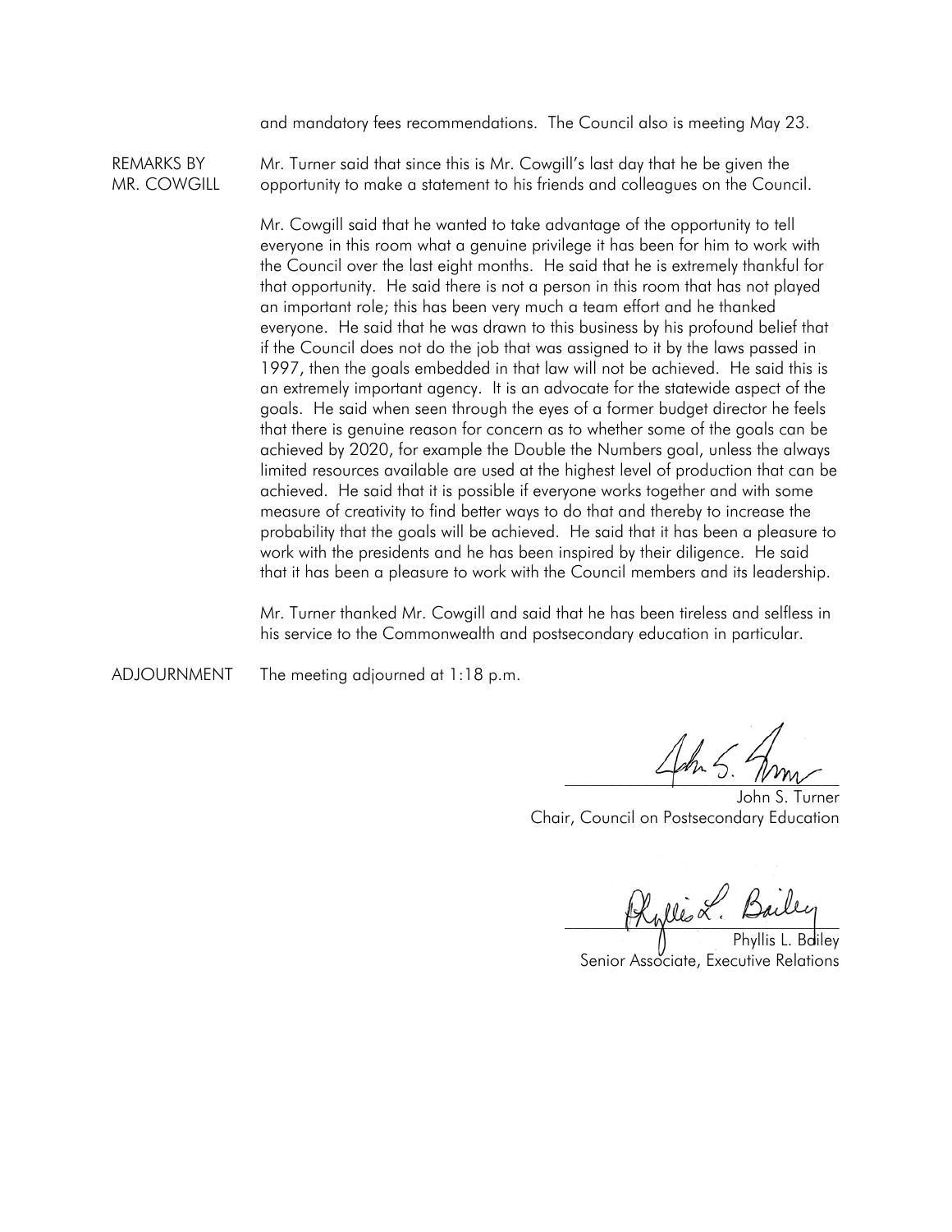and mandatory fees recommendations. The Council also is meeting May 23.

**REMARKS BY MR. COWGILL**

Mr. Turner said that since this is Mr. Cowgill's last day that he be given the opportunity to make a statement to his friends and colleagues on the Council.

Mr. Cowgill said that he wanted to take advantage of the opportunity to tell everyone in this room what a genuine privilege it has been for him to work with the Council over the last eight months. He said that he is extremely thankful for that opportunity. He said there is not a person in this room that has not played an important role; this has been very much a team effort and he thanked everyone. He said that he was drawn to this business by his profound belief that if the Council does not do the job that was assigned to it by the laws passed in 1997, then the goals embedded in that law will not be achieved. He said this is an extremely important agency. It is an advocate for the statewide aspect of the goals. He said when seen through the eyes of a former budget director he feels that there is genuine reason for concern as to whether some of the goals can be achieved by 2020, for example the Double the Numbers goal, unless the always limited resources available are used at the highest level of production that can be achieved. He said that it is possible if everyone works together and with some measure of creativity to find better ways to do that and thereby to increase the probability that the goals will be achieved. He said that it has been a pleasure to work with the presidents and he has been inspired by their diligence. He said that it has been a pleasure to work with the Council members and its leadership.

Mr. Turner thanked Mr. Cowgill and said that he has been tireless and selfless in his service to the Commonwealth and postsecondary education in particular.

**ADJOURNMENT**

The meeting adjourned at 1:18 p.m.

John S. Turner
Chair, Council on Postsecondary Education

Phyllis L. Bailey
Senior Associate, Executive Relations